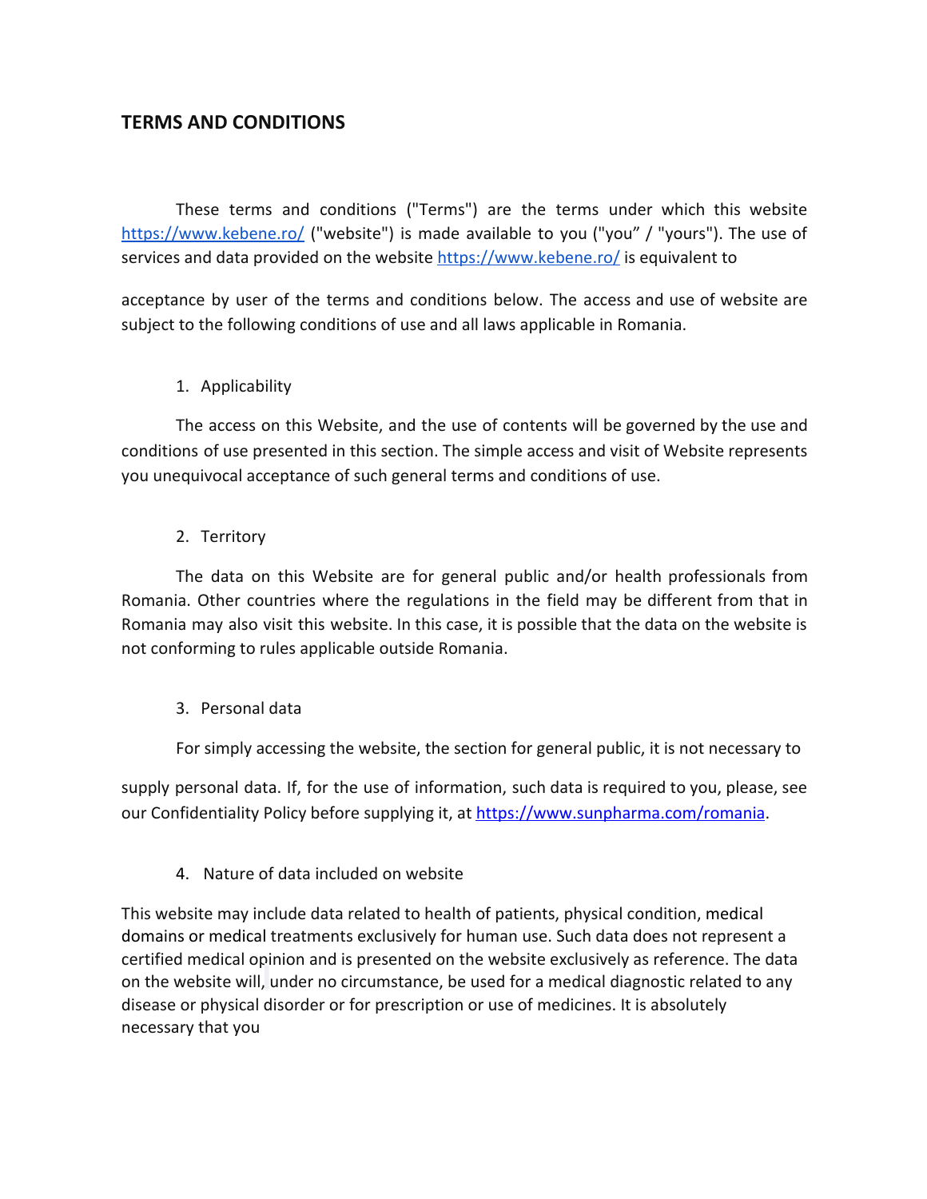# TERMS AND CONDITIONS

These terms and conditions ("Terms") are the terms under which this website [https://www.kebene.ro/](https://www.kebene.ro/) ("website") is made available to you ("you" / "yours"). The use of services and data provided on the website [https://www.kebene.ro/](https://www.kebene.ro/) is equivalent to

acceptance by user of the terms and conditions below. The access and use of website are subject to the following conditions of use and all laws applicable in Romania.

1. Applicability

The access on this Website, and the use of contents will be governed by the use and conditions of use presented in this section. The simple access and visit of Website represents you unequivocal acceptance of such general terms and conditions of use.

2. Territory

The data on this Website are for general public and/or health professionals from Romania. Other countries where the regulations in the field may be different from that in Romania may also visit this website. In this case, it is possible that the data on the website is not conforming to rules applicable outside Romania.

3. Personal data

For simply accessing the website, the section for general public, it is not necessary to

supply personal data. If, for the use of information, such data is required to you, please, see our Confidentiality Policy before supplying it, at [https://www.sunpharma.com/romania](https://www.sunpharma.com/romania).

4. Nature of data included on website

This website may include data related to health of patients, physical condition, medical domains or medical treatments exclusively for human use. Such data does not represent a certified medical opinion and is presented on the website exclusively as reference. The data on the website will, under no circumstance, be used for a medical diagnostic related to any disease or physical disorder or for prescription or use of medicines. It is absolutely necessary that you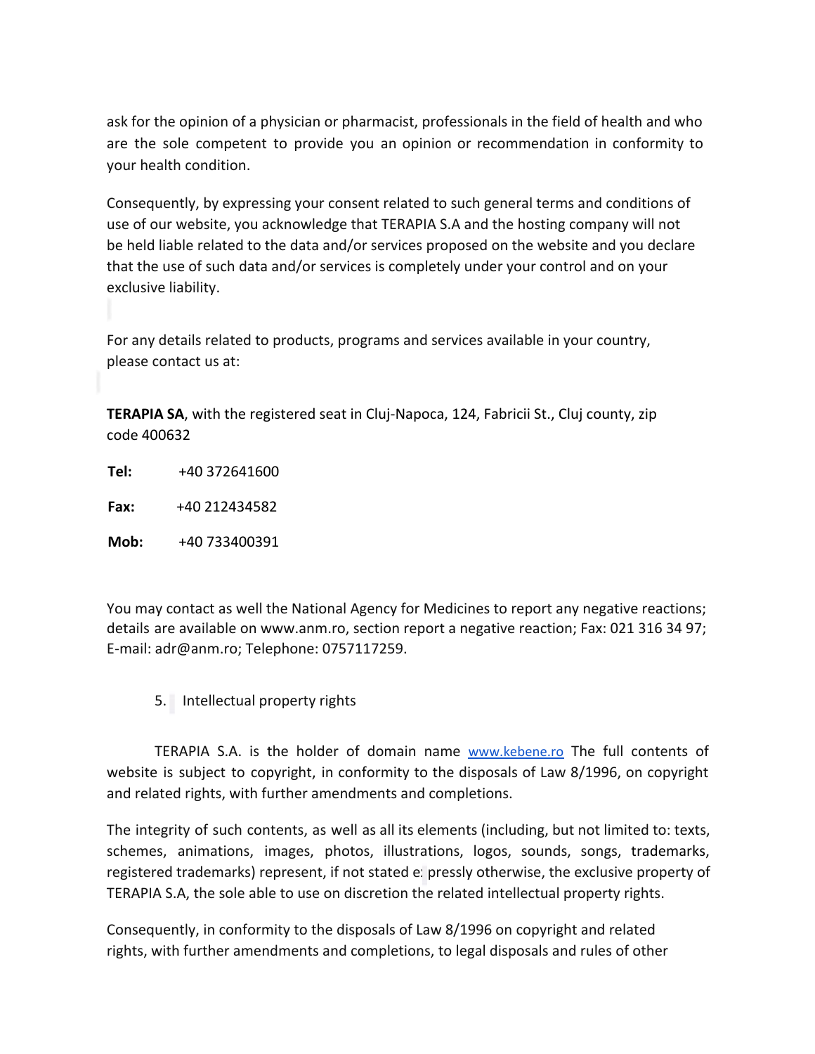ask for the opinion of a physician or pharmacist, professionals in the field of health and who are the sole competent to provide you an opinion or recommendation in conformity to your health condition.

Consequently, by expressing your consent related to such general terms and conditions of use of our website, you acknowledge that TERAPIA S.A and the hosting company will not be held liable related to the data and/or services proposed on the website and you declare that the use of such data and/or services is completely under your control and on your exclusive liability.

For any details related to products, programs and services available in your country, please contact us at:

**TERAPIA SA**, with the registered seat in Cluj-Napoca, 124, Fabricii St., Cluj county, zip code 400632

**Tel:** +40 372641600

**Fax:** +40 212434582

**Mob:** +40 733400391

You may contact as well the National Agency for Medicines to report any negative reactions; details are available on www.anm.ro, section report a negative reaction; Fax: 021 316 34 97; E-mail: adr@anm.ro; Telephone: 0757117259.

5. Intellectual property rights

TERAPIA S.A. is the holder of domain name [www.kebene.ro](http://www.kebene.ro) The full contents of website is subject to copyright, in conformity to the disposals of Law 8/1996, on copyright and related rights, with further amendments and completions.

The integrity of such contents, as well as all its elements (including, but not limited to: texts, schemes, animations, images, photos, illustrations, logos, sounds, songs, trademarks, registered trademarks) represent, if not stated expressly otherwise, the exclusive property of TERAPIA S.A, the sole able to use on discretion the related intellectual property rights.

Consequently, in conformity to the disposals of Law 8/1996 on copyright and related rights, with further amendments and completions, to legal disposals and rules of other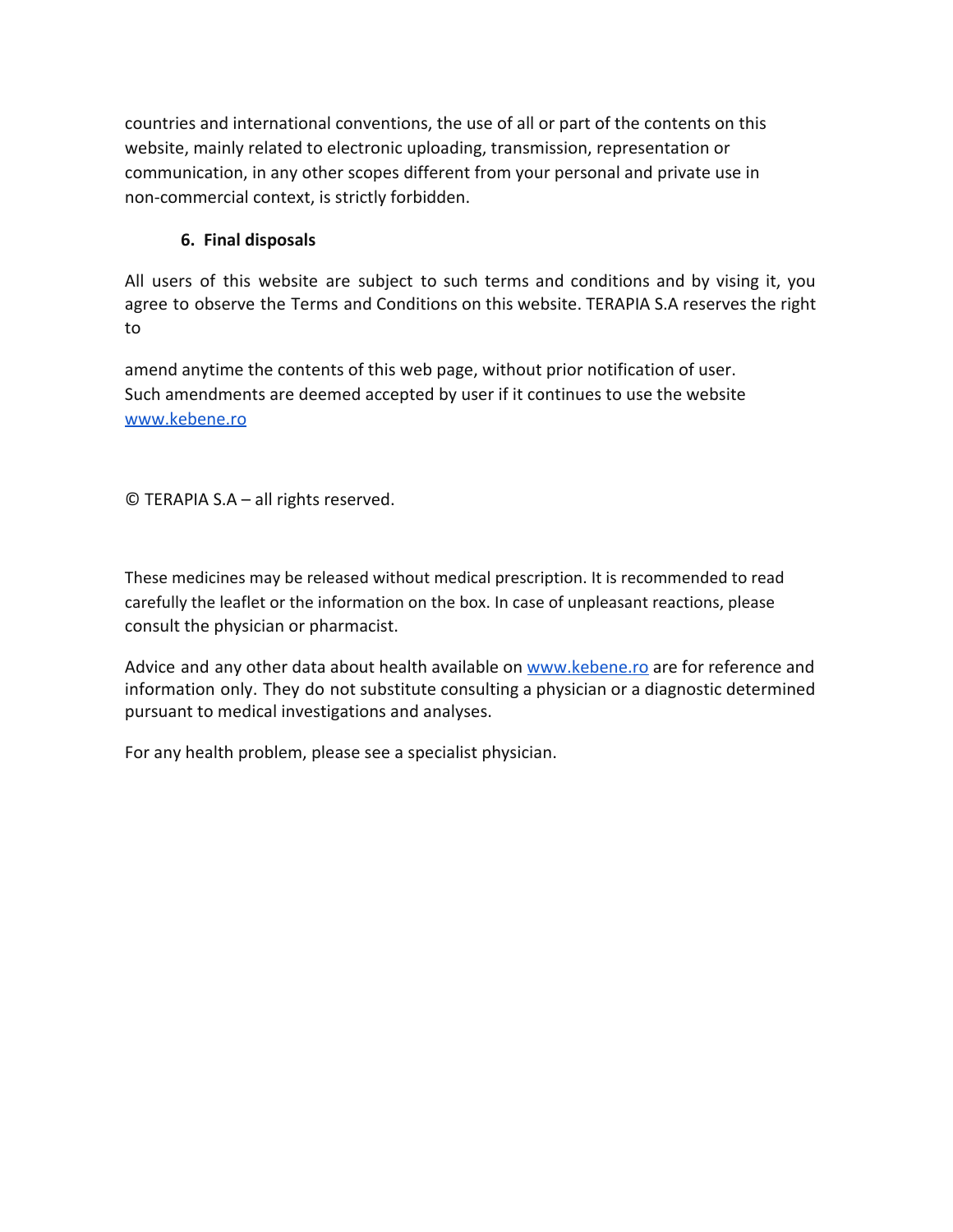countries and international conventions, the use of all or part of the contents on this website, mainly related to electronic uploading, transmission, representation or communication, in any other scopes different from your personal and private use in non-commercial context, is strictly forbidden.

## 6. Final disposals

All users of this website are subject to such terms and conditions and by vising it, you agree to observe the Terms and Conditions on this website. TERAPIA S.A reserves the right to

amend anytime the contents of this web page, without prior notification of user. Such amendments are deemed accepted by user if it continues to use the website [www.kebene.ro](http://www.kebene.ro)

© TERAPIA S.A – all rights reserved.

These medicines may be released without medical prescription. It is recommended to read carefully the leaflet or the information on the box. In case of unpleasant reactions, please consult the physician or pharmacist.

Advice and any other data about health available on [www.kebene.ro](http://www.kebene.ro) are for reference and information only. They do not substitute consulting a physician or a diagnostic determined pursuant to medical investigations and analyses.

For any health problem, please see a specialist physician.